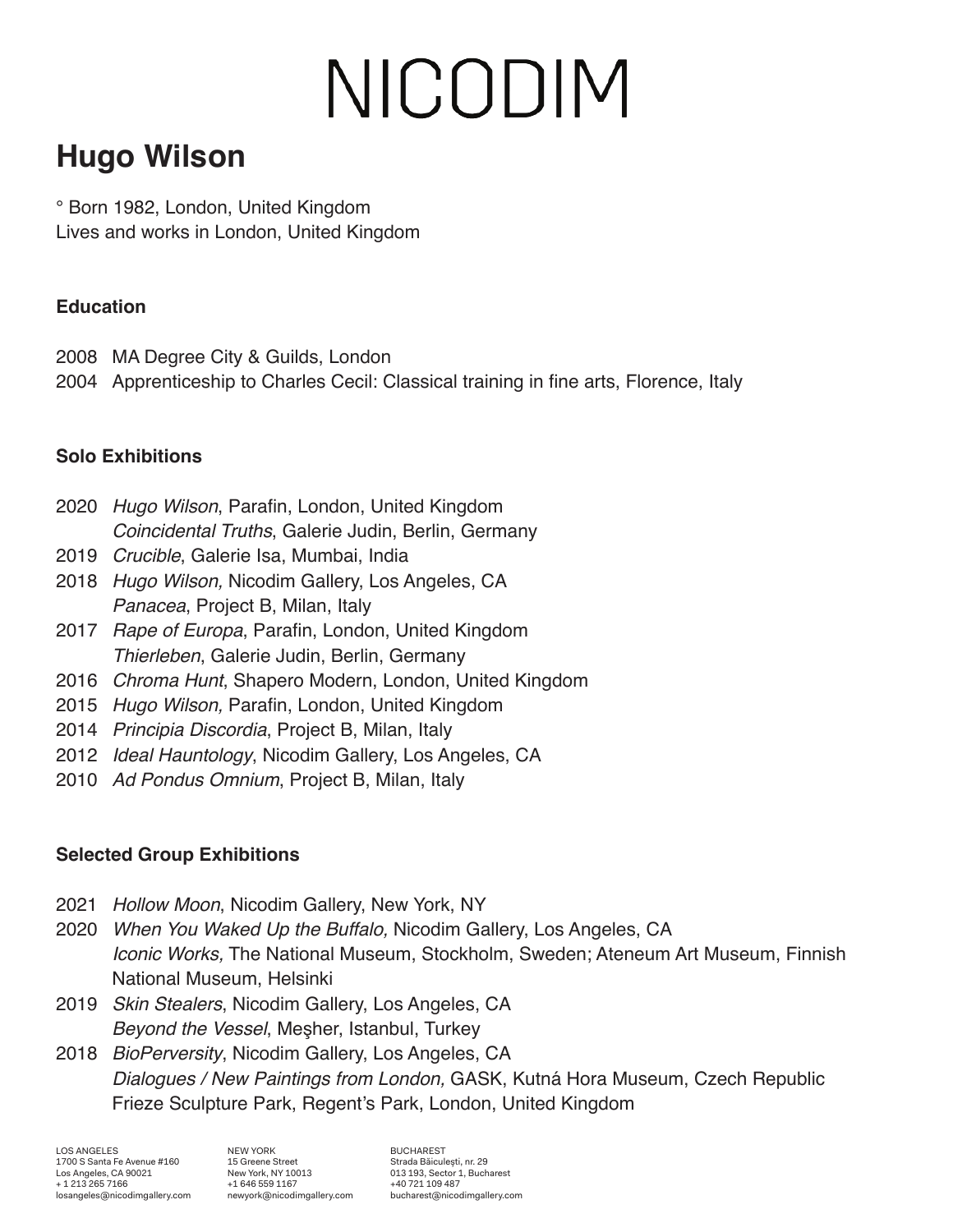# NICODIM

## Hugo Wilson

° Born 1982, London, United Kingdom
Lives and works in London, United Kingdom

### Education

2008 MA Degree City & Guilds, London
2004 Apprenticeship to Charles Cecil: Classical training in fine arts, Florence, Italy

### Solo Exhibitions

2020 *Hugo Wilson*, Parafin, London, United Kingdom
*Coincidental Truths*, Galerie Judin, Berlin, Germany
2019 *Crucible*, Galerie Isa, Mumbai, India
2018 *Hugo Wilson,* Nicodim Gallery, Los Angeles, CA
*Panacea*, Project B, Milan, Italy
2017 *Rape of Europa*, Parafin, London, United Kingdom
*Thierleben*, Galerie Judin, Berlin, Germany
2016 *Chroma Hunt*, Shapero Modern, London, United Kingdom
2015 *Hugo Wilson,* Parafin, London, United Kingdom
2014 *Principia Discordia*, Project B, Milan, Italy
2012 *Ideal Hauntology*, Nicodim Gallery, Los Angeles, CA
2010 *Ad Pondus Omnium*, Project B, Milan, Italy

### Selected Group Exhibitions

2021 *Hollow Moon*, Nicodim Gallery, New York, NY
2020 *When You Waked Up the Buffalo,* Nicodim Gallery, Los Angeles, CA
*Iconic Works,* The National Museum, Stockholm, Sweden; Ateneum Art Museum, Finnish National Museum, Helsinki
2019 *Skin Stealers*, Nicodim Gallery, Los Angeles, CA
*Beyond the Vessel*, Meşher, Istanbul, Turkey
2018 *BioPerversity*, Nicodim Gallery, Los Angeles, CA
*Dialogues / New Paintings from London,* GASK, Kutná Hora Museum, Czech Republic
Frieze Sculpture Park, Regent's Park, London, United Kingdom

LOS ANGELES
1700 S Santa Fe Avenue #160
Los Angeles, CA 90021
+ 1 213 265 7166
losangeles@nicodimgallery.com

NEW YORK
15 Greene Street
New York, NY 10013
+1 646 559 1167
newyork@nicodimgallery.com

BUCHAREST
Strada Băiculeşti, nr. 29
013 193, Sector 1, Bucharest
+40 721 109 487
bucharest@nicodimgallery.com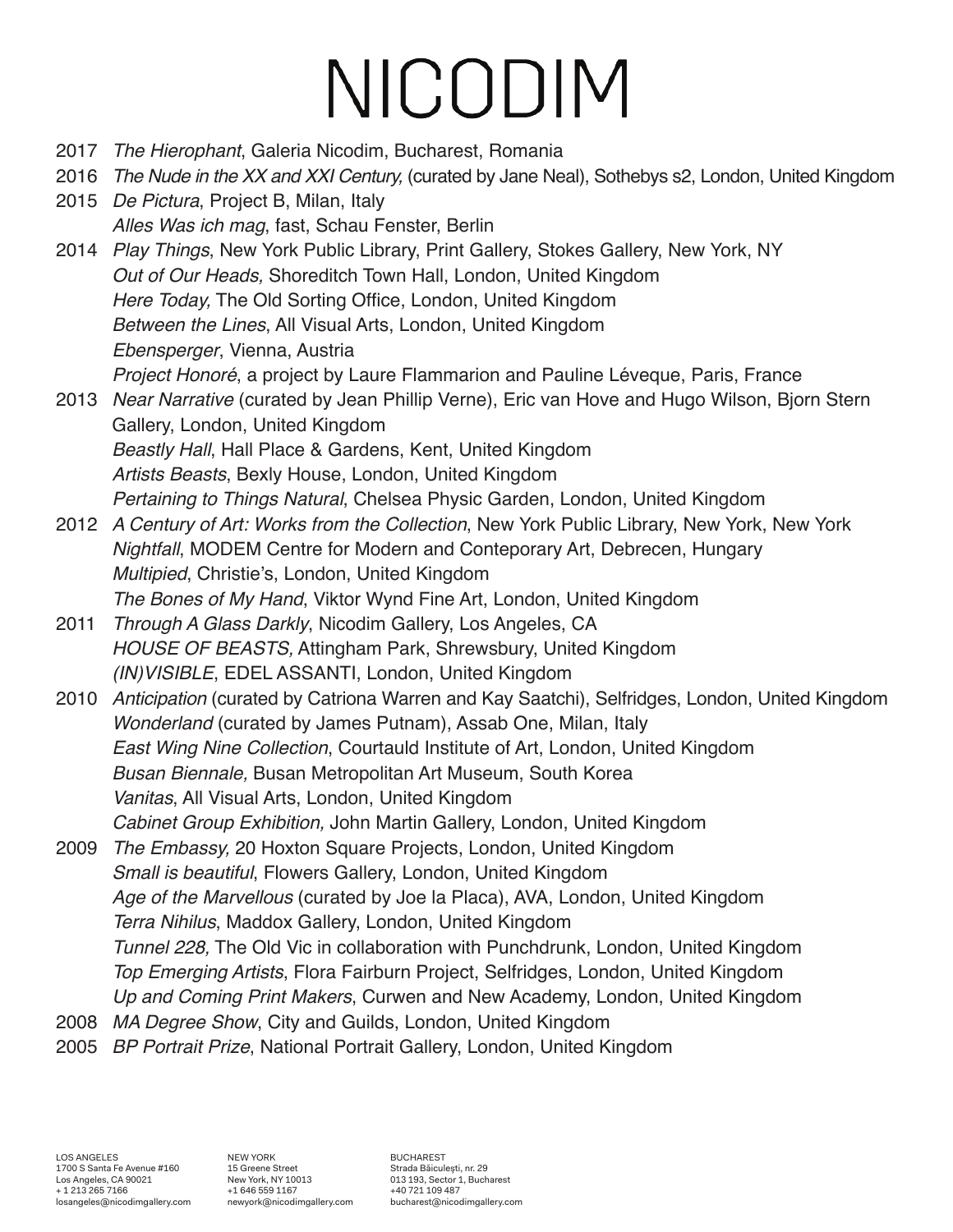# NICODIM

2017 *The Hierophant*, Galeria Nicodim, Bucharest, Romania

2016 *The Nude in the XX and XXI Century,* (curated by Jane Neal), Sothebys s2, London, United Kingdom

2015 *De Pictura*, Project B, Milan, Italy
*Alles Was ich mag*, fast, Schau Fenster, Berlin

2014 *Play Things*, New York Public Library, Print Gallery, Stokes Gallery, New York, NY
*Out of Our Heads,* Shoreditch Town Hall, London, United Kingdom
*Here Today,* The Old Sorting Office, London, United Kingdom
*Between the Lines*, All Visual Arts, London, United Kingdom
*Ebensperger*, Vienna, Austria
*Project Honoré*, a project by Laure Flammarion and Pauline Léveque, Paris, France

2013 *Near Narrative* (curated by Jean Phillip Verne), Eric van Hove and Hugo Wilson, Bjorn Stern Gallery, London, United Kingdom
*Beastly Hall*, Hall Place & Gardens, Kent, United Kingdom
*Artists Beasts*, Bexly House, London, United Kingdom
*Pertaining to Things Natural*, Chelsea Physic Garden, London, United Kingdom

2012 *A Century of Art: Works from the Collection*, New York Public Library, New York, New York
*Nightfall*, MODEM Centre for Modern and Conteporary Art, Debrecen, Hungary
*Multipied*, Christie's, London, United Kingdom
*The Bones of My Hand*, Viktor Wynd Fine Art, London, United Kingdom

2011 *Through A Glass Darkly*, Nicodim Gallery, Los Angeles, CA
*HOUSE OF BEASTS,* Attingham Park, Shrewsbury, United Kingdom
*(IN)VISIBLE*, EDEL ASSANTI, London, United Kingdom

2010 *Anticipation* (curated by Catriona Warren and Kay Saatchi), Selfridges, London, United Kingdom
*Wonderland* (curated by James Putnam), Assab One, Milan, Italy
*East Wing Nine Collection*, Courtauld Institute of Art, London, United Kingdom
*Busan Biennale,* Busan Metropolitan Art Museum, South Korea
*Vanitas*, All Visual Arts, London, United Kingdom
*Cabinet Group Exhibition,* John Martin Gallery, London, United Kingdom

2009 *The Embassy,* 20 Hoxton Square Projects, London, United Kingdom
*Small is beautiful*, Flowers Gallery, London, United Kingdom
*Age of the Marvellous* (curated by Joe la Placa), AVA, London, United Kingdom
*Terra Nihilus*, Maddox Gallery, London, United Kingdom
*Tunnel 228,* The Old Vic in collaboration with Punchdrunk, London, United Kingdom
*Top Emerging Artists*, Flora Fairburn Project, Selfridges, London, United Kingdom
*Up and Coming Print Makers*, Curwen and New Academy, London, United Kingdom

2008 *MA Degree Show*, City and Guilds, London, United Kingdom

2005 *BP Portrait Prize*, National Portrait Gallery, London, United Kingdom

LOS ANGELES
1700 S Santa Fe Avenue #160
Los Angeles, CA 90021
+ 1 213 265 7166
losangeles@nicodimgallery.com

NEW YORK
15 Greene Street
New York, NY 10013
+1 646 559 1167
newyork@nicodimgallery.com

BUCHAREST
Strada Băiculeşti, nr. 29
013 193, Sector 1, Bucharest
+40 721 109 487
bucharest@nicodimgallery.com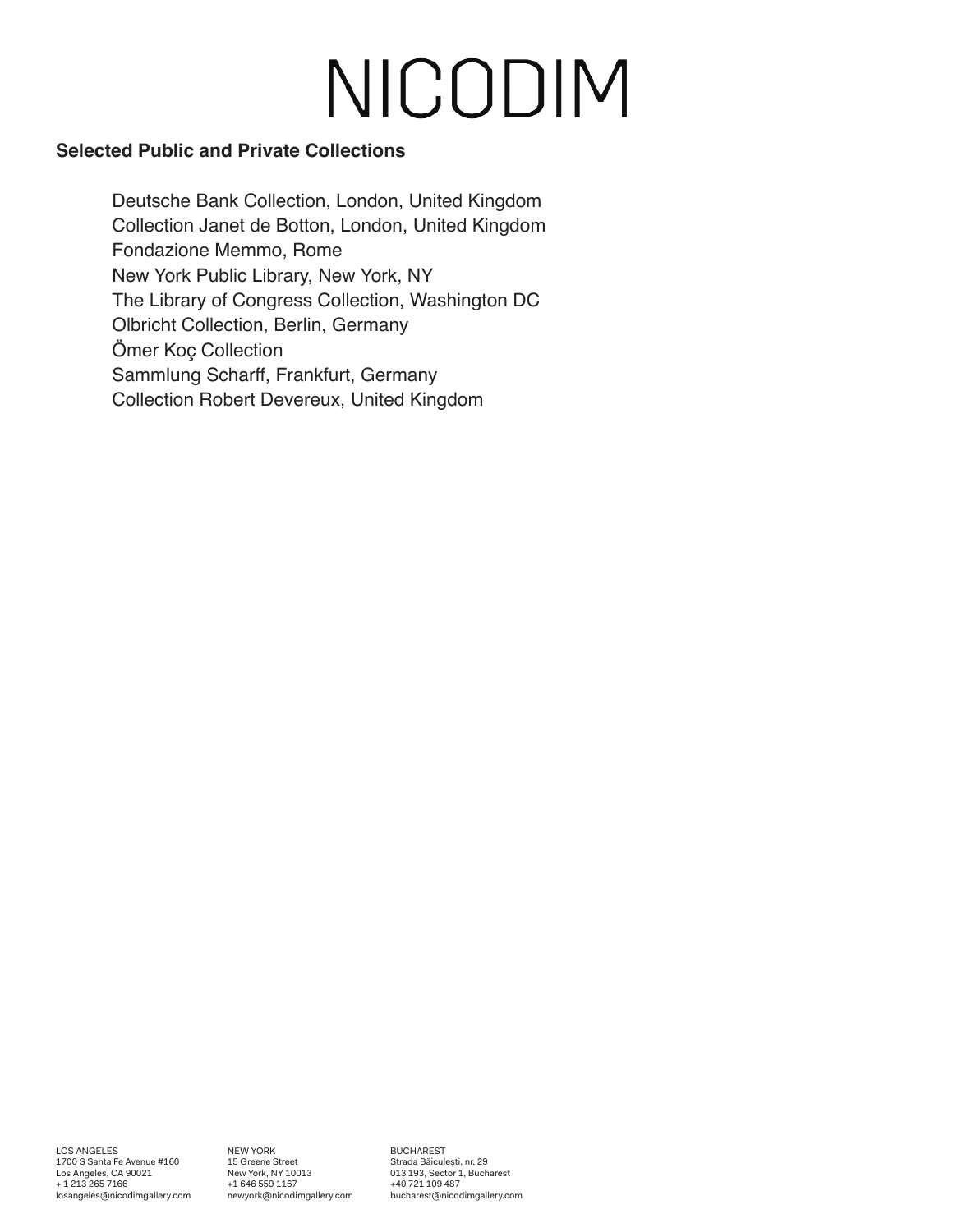**Selected Public and Private Collections**

Deutsche Bank Collection, London, United Kingdom
Collection Janet de Botton, London, United Kingdom
Fondazione Memmo, Rome
New York Public Library, New York, NY
The Library of Congress Collection, Washington DC
Olbricht Collection, Berlin, Germany
Ömer Koç Collection
Sammlung Scharff, Frankfurt, Germany
Collection Robert Devereux, United Kingdom